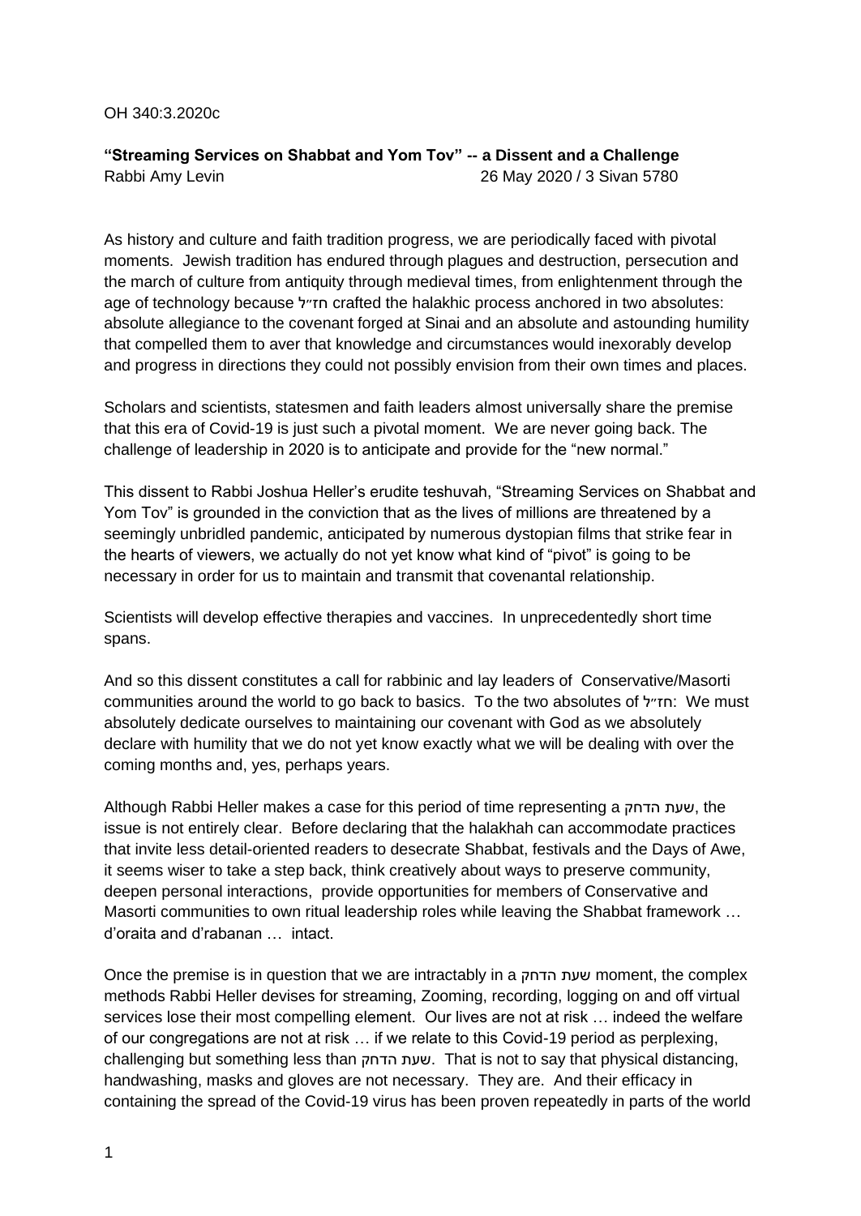OH 340:3.2020c

**"Streaming Services on Shabbat and Yom Tov" -- a Dissent and a Challenge**
Rabbi Amy Levin 26 May 2020 / 3 Sivan 5780

As history and culture and faith tradition progress, we are periodically faced with pivotal moments. Jewish tradition has endured through plagues and destruction, persecution and the march of culture from antiquity through medieval times, from enlightenment through the age of technology because חז״ל crafted the halakhic process anchored in two absolutes: absolute allegiance to the covenant forged at Sinai and an absolute and astounding humility that compelled them to aver that knowledge and circumstances would inexorably develop and progress in directions they could not possibly envision from their own times and places.

Scholars and scientists, statesmen and faith leaders almost universally share the premise that this era of Covid-19 is just such a pivotal moment. We are never going back. The challenge of leadership in 2020 is to anticipate and provide for the "new normal."

This dissent to Rabbi Joshua Heller's erudite teshuvah, "Streaming Services on Shabbat and Yom Tov" is grounded in the conviction that as the lives of millions are threatened by a seemingly unbridled pandemic, anticipated by numerous dystopian films that strike fear in the hearts of viewers, we actually do not yet know what kind of "pivot" is going to be necessary in order for us to maintain and transmit that covenantal relationship.

Scientists will develop effective therapies and vaccines. In unprecedentedly short time spans.

And so this dissent constitutes a call for rabbinic and lay leaders of Conservative/Masorti communities around the world to go back to basics. To the two absolutes of חז״ל: We must absolutely dedicate ourselves to maintaining our covenant with God as we absolutely declare with humility that we do not yet know exactly what we will be dealing with over the coming months and, yes, perhaps years.

Although Rabbi Heller makes a case for this period of time representing a שעת הדחק, the issue is not entirely clear. Before declaring that the halakhah can accommodate practices that invite less detail-oriented readers to desecrate Shabbat, festivals and the Days of Awe, it seems wiser to take a step back, think creatively about ways to preserve community, deepen personal interactions, provide opportunities for members of Conservative and Masorti communities to own ritual leadership roles while leaving the Shabbat framework … d'oraita and d'rabanan … intact.

Once the premise is in question that we are intractably in a שעת הדחק moment, the complex methods Rabbi Heller devises for streaming, Zooming, recording, logging on and off virtual services lose their most compelling element. Our lives are not at risk … indeed the welfare of our congregations are not at risk … if we relate to this Covid-19 period as perplexing, challenging but something less than שעת הדחק. That is not to say that physical distancing, handwashing, masks and gloves are not necessary. They are. And their efficacy in containing the spread of the Covid-19 virus has been proven repeatedly in parts of the world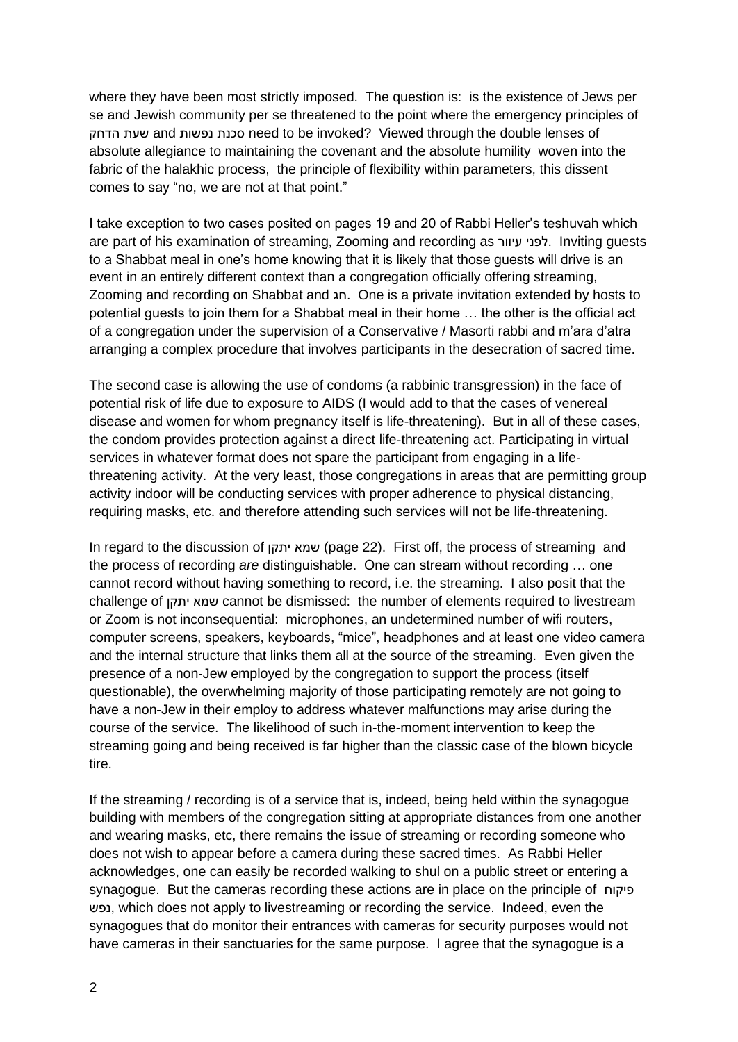where they have been most strictly imposed. The question is: is the existence of Jews per se and Jewish community per se threatened to the point where the emergency principles of שעת הדחק and סכנת נפשות need to be invoked? Viewed through the double lenses of absolute allegiance to maintaining the covenant and the absolute humility woven into the fabric of the halakhic process, the principle of flexibility within parameters, this dissent comes to say "no, we are not at that point."

I take exception to two cases posited on pages 19 and 20 of Rabbi Heller's teshuvah which are part of his examination of streaming, Zooming and recording as לפני עיוור. Inviting guests to a Shabbat meal in one's home knowing that it is likely that those guests will drive is an event in an entirely different context than a congregation officially offering streaming, Zooming and recording on Shabbat and חג. One is a private invitation extended by hosts to potential guests to join them for a Shabbat meal in their home … the other is the official act of a congregation under the supervision of a Conservative / Masorti rabbi and m'ara d'atra arranging a complex procedure that involves participants in the desecration of sacred time.

The second case is allowing the use of condoms (a rabbinic transgression) in the face of potential risk of life due to exposure to AIDS (I would add to that the cases of venereal disease and women for whom pregnancy itself is life-threatening). But in all of these cases, the condom provides protection against a direct life-threatening act. Participating in virtual services in whatever format does not spare the participant from engaging in a life-threatening activity. At the very least, those congregations in areas that are permitting group activity indoor will be conducting services with proper adherence to physical distancing, requiring masks, etc. and therefore attending such services will not be life-threatening.

In regard to the discussion of שמא יתקן (page 22). First off, the process of streaming and the process of recording *are* distinguishable. One can stream without recording … one cannot record without having something to record, i.e. the streaming. I also posit that the challenge of שמא יתקן cannot be dismissed: the number of elements required to livestream or Zoom is not inconsequential: microphones, an undetermined number of wifi routers, computer screens, speakers, keyboards, "mice", headphones and at least one video camera and the internal structure that links them all at the source of the streaming. Even given the presence of a non-Jew employed by the congregation to support the process (itself questionable), the overwhelming majority of those participating remotely are not going to have a non-Jew in their employ to address whatever malfunctions may arise during the course of the service. The likelihood of such in-the-moment intervention to keep the streaming going and being received is far higher than the classic case of the blown bicycle tire.

If the streaming / recording is of a service that is, indeed, being held within the synagogue building with members of the congregation sitting at appropriate distances from one another and wearing masks, etc, there remains the issue of streaming or recording someone who does not wish to appear before a camera during these sacred times. As Rabbi Heller acknowledges, one can easily be recorded walking to shul on a public street or entering a synagogue. But the cameras recording these actions are in place on the principle of פיקוח נפש, which does not apply to livestreaming or recording the service. Indeed, even the synagogues that do monitor their entrances with cameras for security purposes would not have cameras in their sanctuaries for the same purpose. I agree that the synagogue is a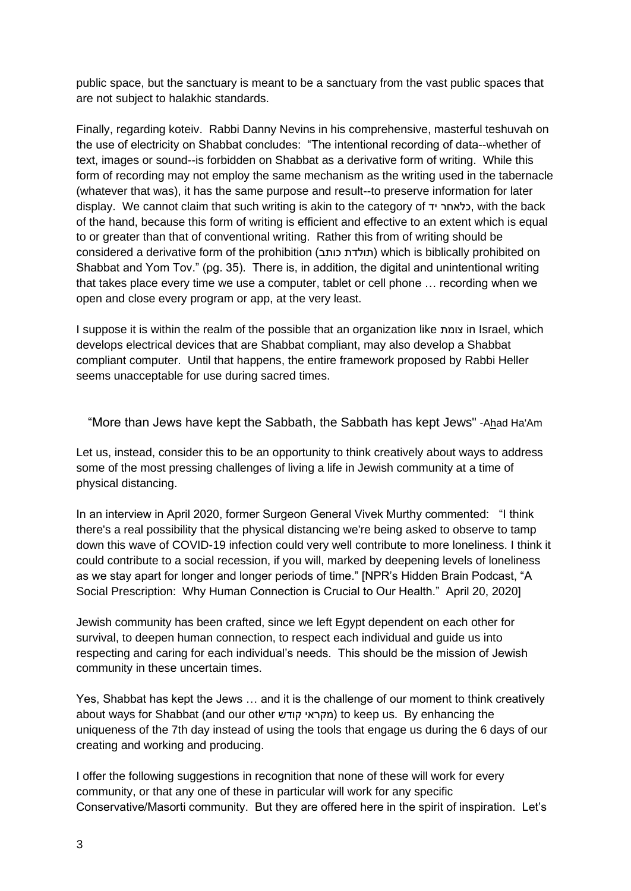public space, but the sanctuary is meant to be a sanctuary from the vast public spaces that are not subject to halakhic standards.

Finally, regarding koteiv. Rabbi Danny Nevins in his comprehensive, masterful teshuvah on the use of electricity on Shabbat concludes: "The intentional recording of data--whether of text, images or sound--is forbidden on Shabbat as a derivative form of writing. While this form of recording may not employ the same mechanism as the writing used in the tabernacle (whatever that was), it has the same purpose and result--to preserve information for later display. We cannot claim that such writing is akin to the category of כלאחר יד, with the back of the hand, because this form of writing is efficient and effective to an extent which is equal to or greater than that of conventional writing. Rather this from of writing should be considered a derivative form of the prohibition (תולדת כותב) which is biblically prohibited on Shabbat and Yom Tov." (pg. 35). There is, in addition, the digital and unintentional writing that takes place every time we use a computer, tablet or cell phone … recording when we open and close every program or app, at the very least.

I suppose it is within the realm of the possible that an organization like צומת in Israel, which develops electrical devices that are Shabbat compliant, may also develop a Shabbat compliant computer. Until that happens, the entire framework proposed by Rabbi Heller seems unacceptable for use during sacred times.

"More than Jews have kept the Sabbath, the Sabbath has kept Jews" -Ahad Ha'Am

Let us, instead, consider this to be an opportunity to think creatively about ways to address some of the most pressing challenges of living a life in Jewish community at a time of physical distancing.

In an interview in April 2020, former Surgeon General Vivek Murthy commented: "I think there's a real possibility that the physical distancing we're being asked to observe to tamp down this wave of COVID-19 infection could very well contribute to more loneliness. I think it could contribute to a social recession, if you will, marked by deepening levels of loneliness as we stay apart for longer and longer periods of time." [NPR's Hidden Brain Podcast, "A Social Prescription: Why Human Connection is Crucial to Our Health." April 20, 2020]

Jewish community has been crafted, since we left Egypt dependent on each other for survival, to deepen human connection, to respect each individual and guide us into respecting and caring for each individual's needs. This should be the mission of Jewish community in these uncertain times.

Yes, Shabbat has kept the Jews … and it is the challenge of our moment to think creatively about ways for Shabbat (and our other מקראי קודש) to keep us. By enhancing the uniqueness of the 7th day instead of using the tools that engage us during the 6 days of our creating and working and producing.

I offer the following suggestions in recognition that none of these will work for every community, or that any one of these in particular will work for any specific Conservative/Masorti community. But they are offered here in the spirit of inspiration. Let's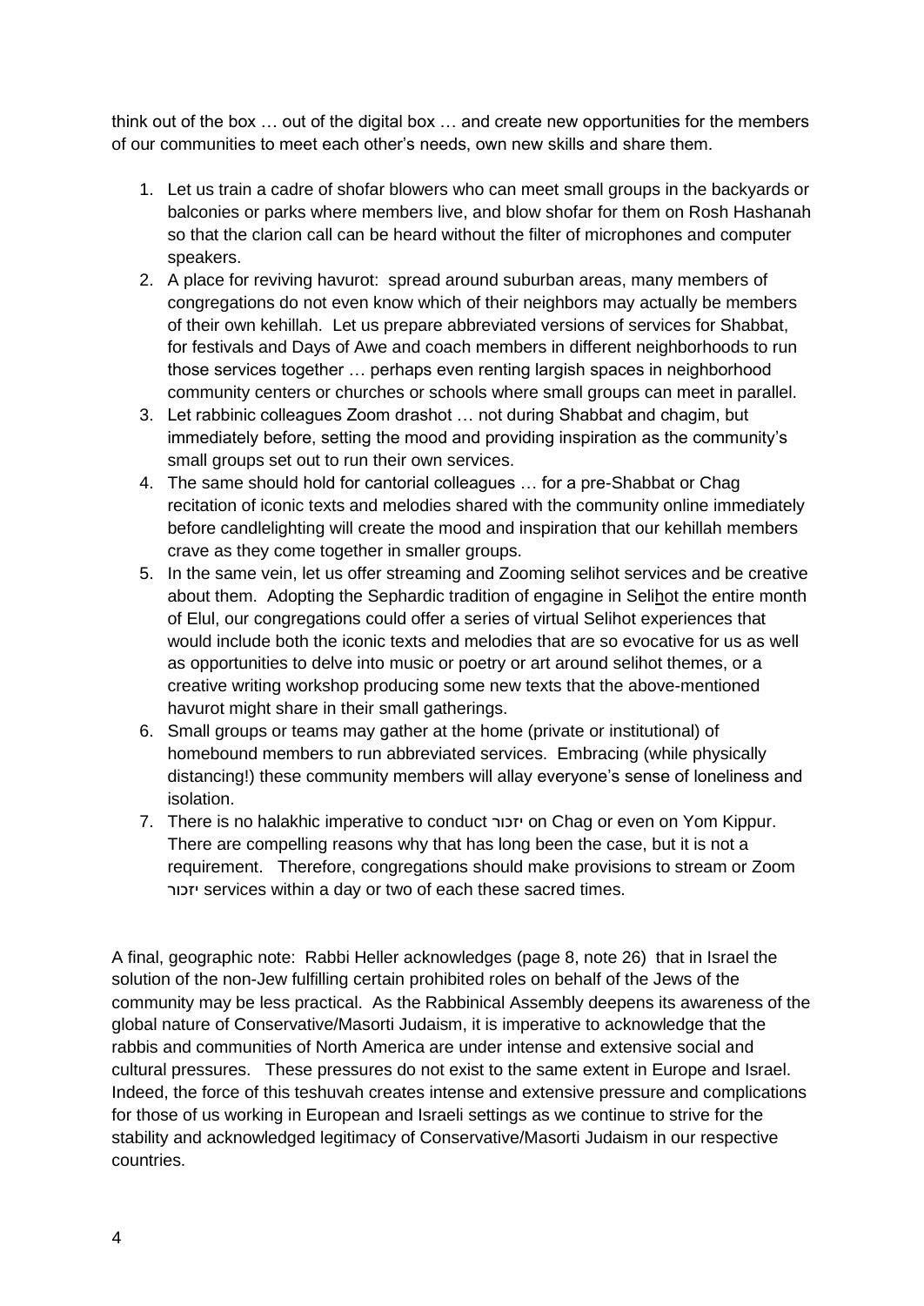think out of the box … out of the digital box … and create new opportunities for the members of our communities to meet each other's needs, own new skills and share them.

1. Let us train a cadre of shofar blowers who can meet small groups in the backyards or balconies or parks where members live, and blow shofar for them on Rosh Hashanah so that the clarion call can be heard without the filter of microphones and computer speakers.
2. A place for reviving havurot: spread around suburban areas, many members of congregations do not even know which of their neighbors may actually be members of their own kehillah. Let us prepare abbreviated versions of services for Shabbat, for festivals and Days of Awe and coach members in different neighborhoods to run those services together … perhaps even renting largish spaces in neighborhood community centers or churches or schools where small groups can meet in parallel.
3. Let rabbinic colleagues Zoom drashot … not during Shabbat and chagim, but immediately before, setting the mood and providing inspiration as the community's small groups set out to run their own services.
4. The same should hold for cantorial colleagues … for a pre-Shabbat or Chag recitation of iconic texts and melodies shared with the community online immediately before candlelighting will create the mood and inspiration that our kehillah members crave as they come together in smaller groups.
5. In the same vein, let us offer streaming and Zooming selihot services and be creative about them. Adopting the Sephardic tradition of engagine in Seli<u>h</u>ot the entire month of Elul, our congregations could offer a series of virtual Selihot experiences that would include both the iconic texts and melodies that are so evocative for us as well as opportunities to delve into music or poetry or art around selihot themes, or a creative writing workshop producing some new texts that the above-mentioned havurot might share in their small gatherings.
6. Small groups or teams may gather at the home (private or institutional) of homebound members to run abbreviated services. Embracing (while physically distancing!) these community members will allay everyone's sense of loneliness and isolation.
7. There is no halakhic imperative to conduct יזכור on Chag or even on Yom Kippur. There are compelling reasons why that has long been the case, but it is not a requirement. Therefore, congregations should make provisions to stream or Zoom יזכור services within a day or two of each these sacred times.

A final, geographic note: Rabbi Heller acknowledges (page 8, note 26) that in Israel the solution of the non-Jew fulfilling certain prohibited roles on behalf of the Jews of the community may be less practical. As the Rabbinical Assembly deepens its awareness of the global nature of Conservative/Masorti Judaism, it is imperative to acknowledge that the rabbis and communities of North America are under intense and extensive social and cultural pressures. These pressures do not exist to the same extent in Europe and Israel. Indeed, the force of this teshuvah creates intense and extensive pressure and complications for those of us working in European and Israeli settings as we continue to strive for the stability and acknowledged legitimacy of Conservative/Masorti Judaism in our respective countries.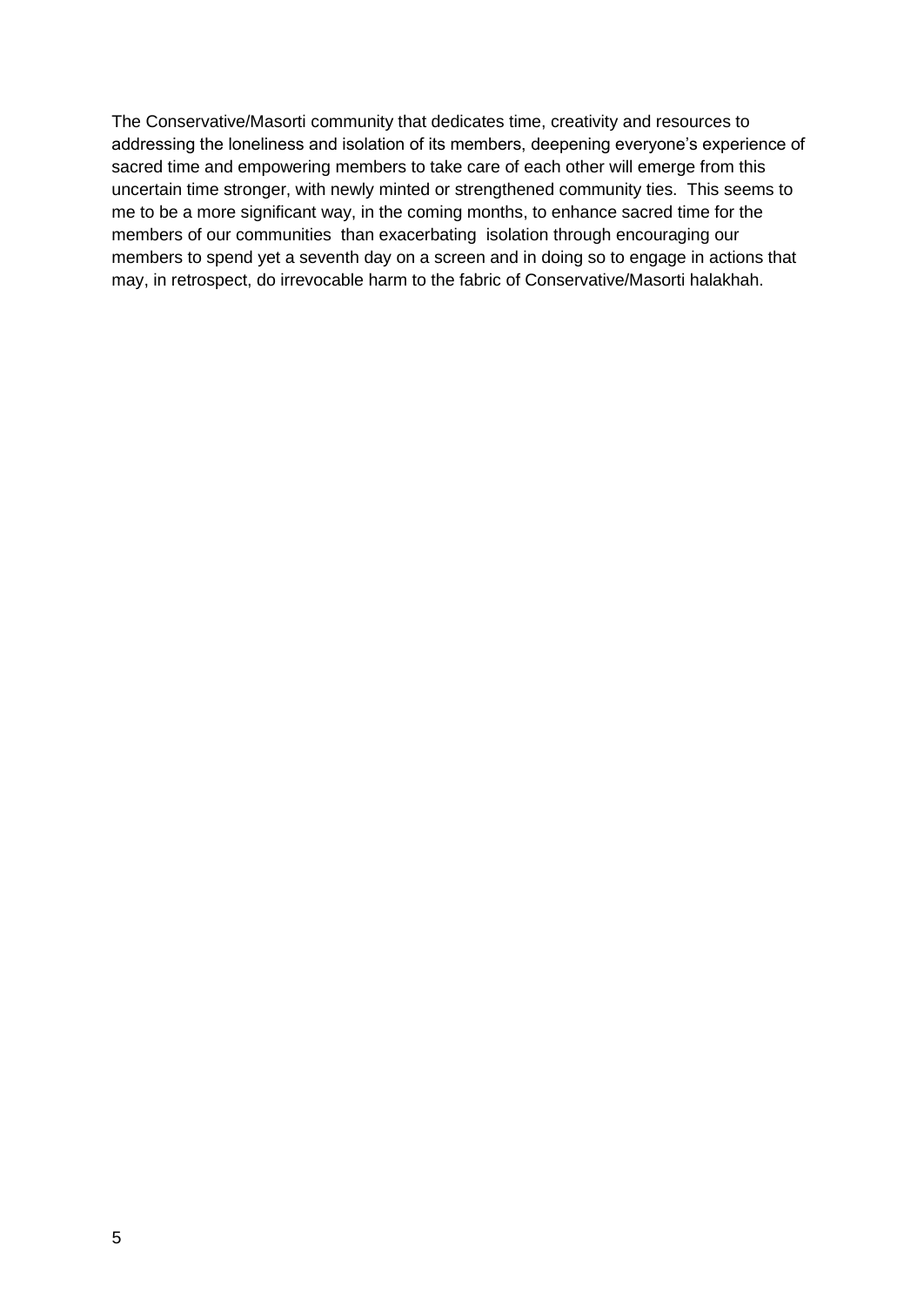The Conservative/Masorti community that dedicates time, creativity and resources to addressing the loneliness and isolation of its members, deepening everyone's experience of sacred time and empowering members to take care of each other will emerge from this uncertain time stronger, with newly minted or strengthened community ties. This seems to me to be a more significant way, in the coming months, to enhance sacred time for the members of our communities than exacerbating isolation through encouraging our members to spend yet a seventh day on a screen and in doing so to engage in actions that may, in retrospect, do irrevocable harm to the fabric of Conservative/Masorti halakhah.